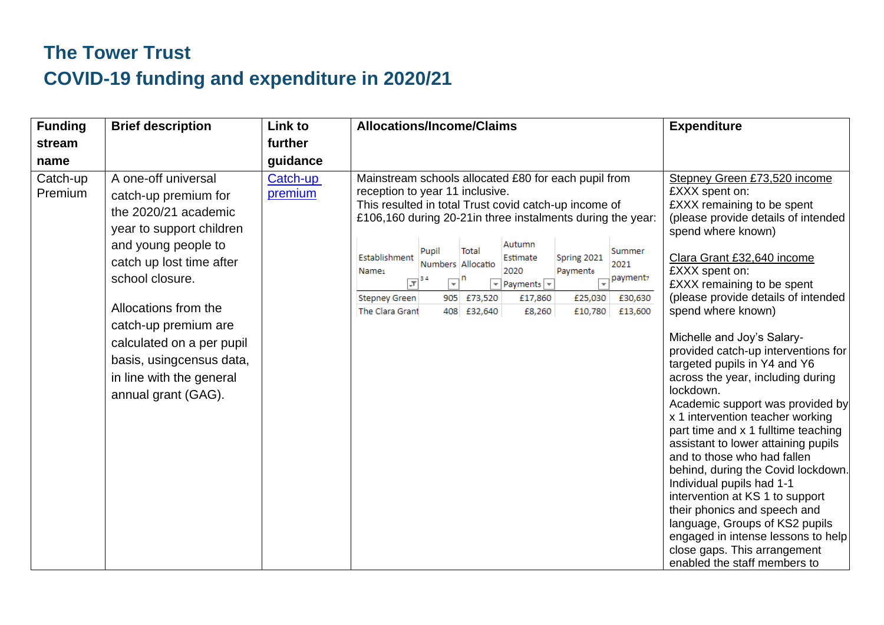# The Tower Trust

# COVID-19 funding and expenditure in 2020/21

| Funding stream name | Brief description | Link to further guidance | Allocations/Income/Claims | Expenditure |
|---|---|---|---|---|
| Catch-up Premium | A one-off universal catch-up premium for the 2020/21 academic year to support children and young people to catch up lost time after school closure.<br><br>Allocations from the catch-up premium are calculated on a per pupil basis, usingcensus data, in line with the general annual grant (GAG). | [Catch-up premium]() | Mainstream schools allocated £80 for each pupil from reception to year 11 inclusive.<br>This resulted in total Trust covid catch-up income of £106,160 during 20-21in three instalments during the year:<br><br>Establishment Name[1] / Pupil Numbers[3 4] / Total Allocation / Autumn Estimate 2020 Payments / Spring 2021 Payments[6] / Summer 2021 payment[7]<br>Stepney Green / 905 / £73,520 / £17,860 / £25,030 / £30,630<br>The Clara Grant / 408 / £32,640 / £8,260 / £10,780 / £13,600 | Stepney Green £73,520 income<br>£XXX spent on:<br>£XXX remaining to be spent (please provide details of intended spend where known)<br><br>Clara Grant £32,640 income<br>£XXX spent on:<br>£XXX remaining to be spent (please provide details of intended spend where known)<br><br>Michelle and Joy's Salary- provided catch-up interventions for targeted pupils in Y4 and Y6 across the year, including during lockdown.<br>Academic support was provided by x 1 intervention teacher working part time and x 1 fulltime teaching assistant to lower attaining pupils and to those who had fallen behind, during the Covid lockdown. Individual pupils had 1-1 intervention at KS 1 to support their phonics and speech and language, Groups of KS2 pupils engaged in intense lessons to help close gaps. This arrangement enabled the staff members to |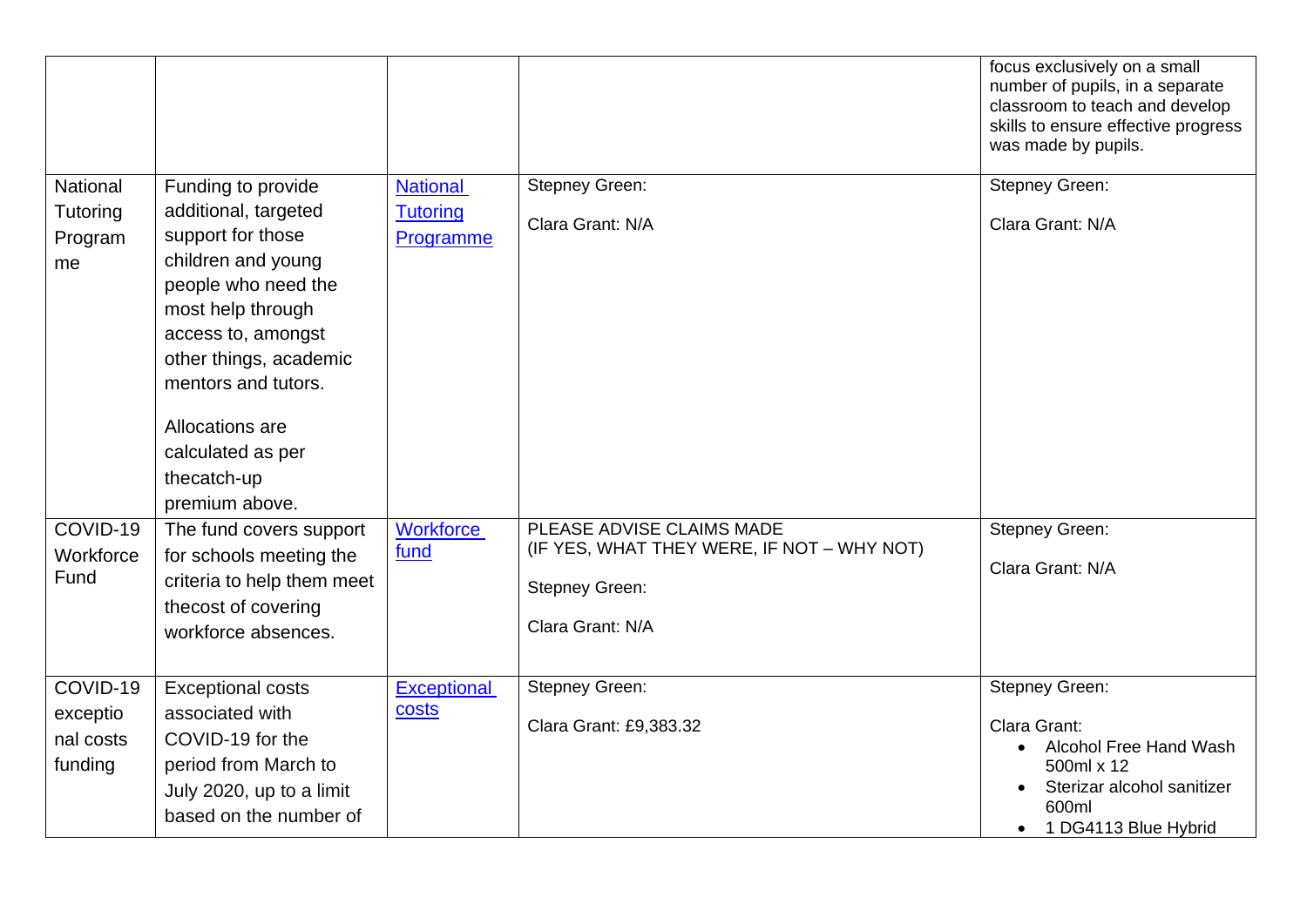| | | | | |
|---|---|---|---|---|
| | | | | focus exclusively on a small number of pupils, in a separate classroom to teach and develop skills to ensure effective progress was made by pupils. |
| National Tutoring Programme | Funding to provide additional, targeted support for those children and young people who need the most help through access to, amongst other things, academic mentors and tutors.<br><br>Allocations are calculated as per thecatch-up premium above. | [National Tutoring Programme]() | Stepney Green:<br><br>Clara Grant: N/A | Stepney Green:<br><br>Clara Grant: N/A |
| COVID-19 Workforce Fund | The fund covers support for schools meeting the criteria to help them meet thecost of covering workforce absences. | [Workforce fund]() | PLEASE ADVISE CLAIMS MADE<br>(IF YES, WHAT THEY WERE, IF NOT – WHY NOT)<br><br>Stepney Green:<br><br>Clara Grant: N/A | Stepney Green:<br><br>Clara Grant: N/A |
| COVID-19 exceptional costs funding | Exceptional costs associated with COVID-19 for the period from March to July 2020, up to a limit based on the number of | [Exceptional costs]() | Stepney Green:<br><br>Clara Grant: £9,383.32 | Stepney Green:<br><br>Clara Grant:<br>• Alcohol Free Hand Wash 500ml x 12<br>• Sterizar alcohol sanitizer 600ml<br>• 1 DG4113 Blue Hybrid |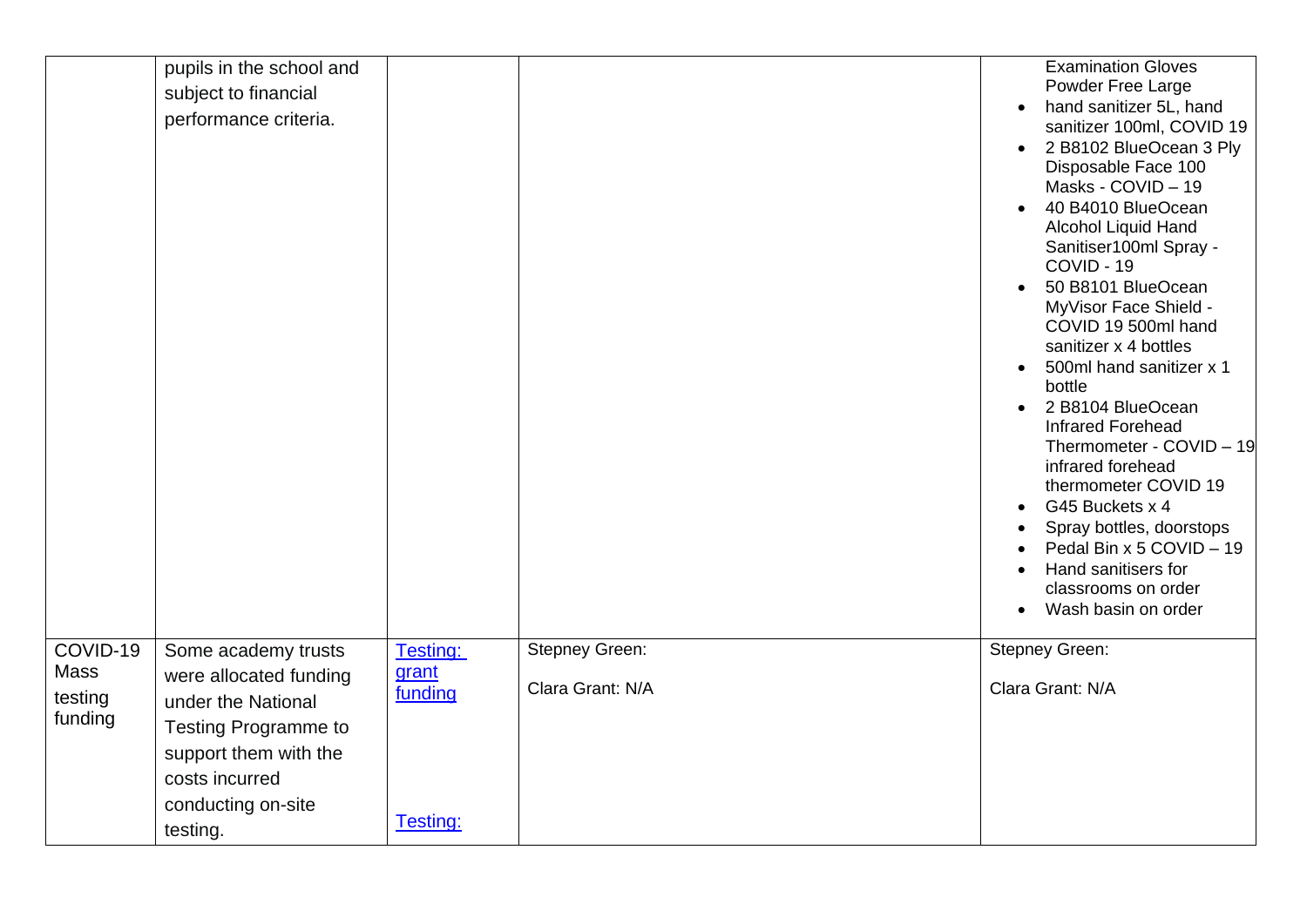| | | | | |
|---|---|---|---|---|
| | pupils in the school and subject to financial performance criteria. | | | Examination Gloves Powder Free Large<br>• hand sanitizer 5L, hand sanitizer 100ml, COVID 19<br>• 2 B8102 BlueOcean 3 Ply Disposable Face 100 Masks - COVID – 19<br>• 40 B4010 BlueOcean Alcohol Liquid Hand Sanitiser100ml Spray - COVID - 19<br>• 50 B8101 BlueOcean MyVisor Face Shield - COVID 19 500ml hand sanitizer x 4 bottles<br>• 500ml hand sanitizer x 1 bottle<br>• 2 B8104 BlueOcean Infrared Forehead Thermometer - COVID – 19 infrared forehead thermometer COVID 19<br>• G45 Buckets x 4<br>• Spray bottles, doorstops<br>• Pedal Bin x 5 COVID – 19<br>• Hand sanitisers for classrooms on order<br>• Wash basin on order |
| COVID-19 Mass testing funding | Some academy trusts were allocated funding under the National Testing Programme to support them with the costs incurred conducting on-site testing. | Testing: grant funding<br><br>Testing: | Stepney Green:<br><br>Clara Grant: N/A | Stepney Green:<br><br>Clara Grant: N/A |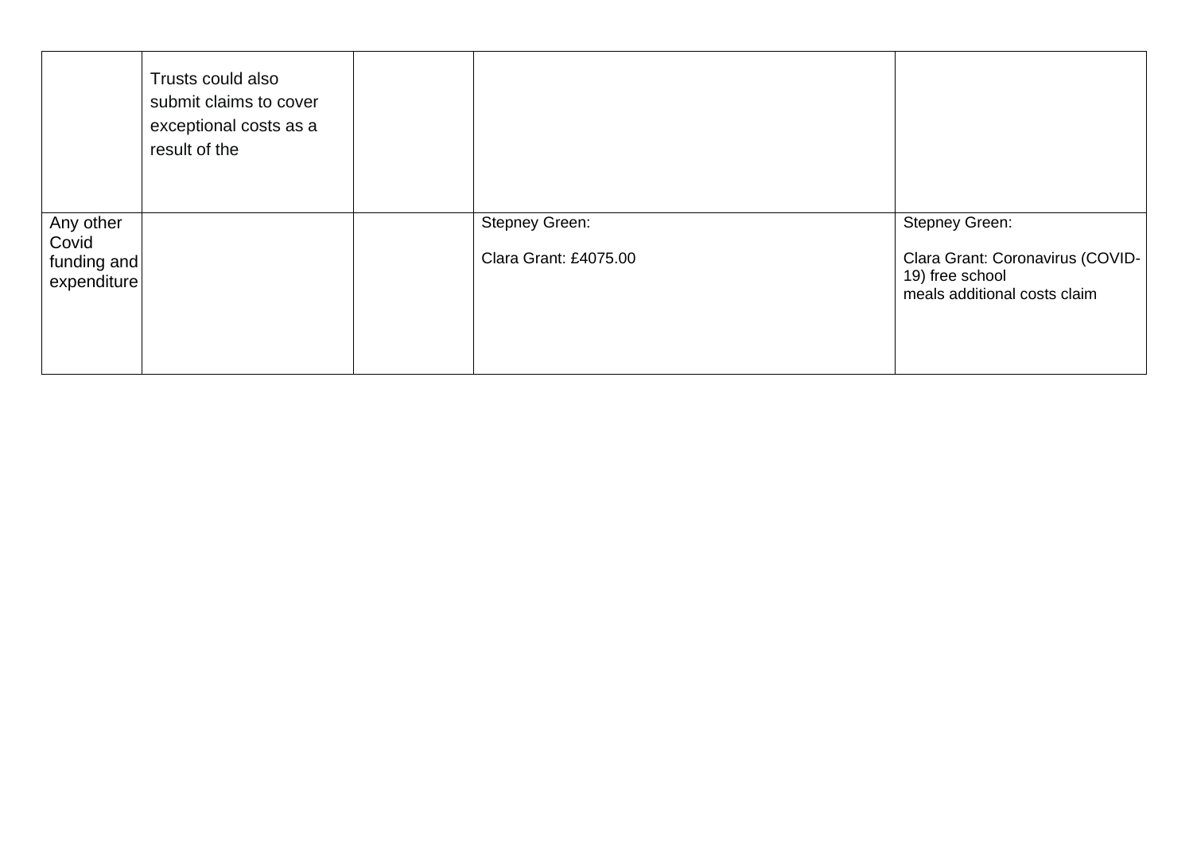| | | | | |
|---|---|---|---|---|
| | Trusts could also submit claims to cover exceptional costs as a result of the | | | |
| Any other Covid funding and expenditure | | | Stepney Green:<br><br>Clara Grant: £4075.00 | Stepney Green:<br><br>Clara Grant: Coronavirus (COVID-19) free school meals additional costs claim |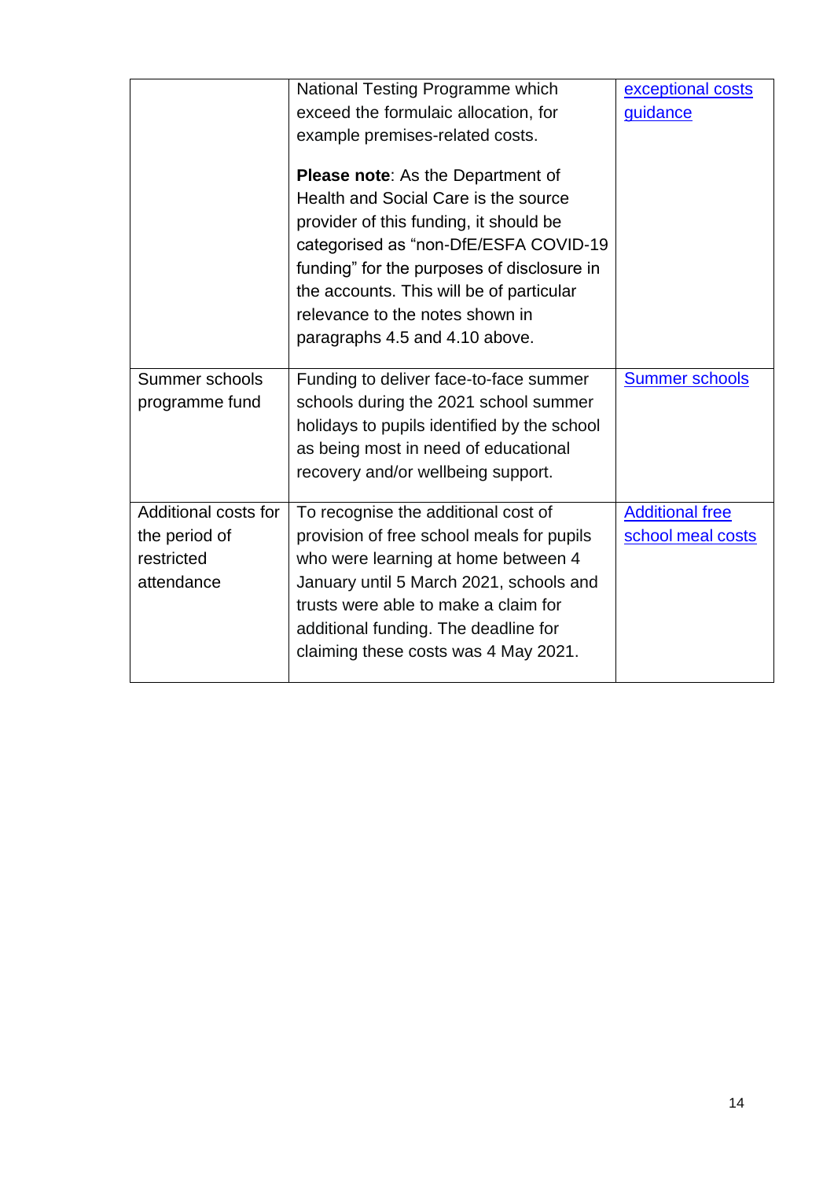| | | |
|---|---|---|
| | National Testing Programme which exceed the formulaic allocation, for example premises-related costs.<br><br>**Please note**: As the Department of Health and Social Care is the source provider of this funding, it should be categorised as "non-DfE/ESFA COVID-19 funding" for the purposes of disclosure in the accounts. This will be of particular relevance to the notes shown in paragraphs 4.5 and 4.10 above. | exceptional costs guidance |
| Summer schools programme fund | Funding to deliver face-to-face summer schools during the 2021 school summer holidays to pupils identified by the school as being most in need of educational recovery and/or wellbeing support. | Summer schools |
| Additional costs for the period of restricted attendance | To recognise the additional cost of provision of free school meals for pupils who were learning at home between 4 January until 5 March 2021, schools and trusts were able to make a claim for additional funding. The deadline for claiming these costs was 4 May 2021. | Additional free school meal costs |